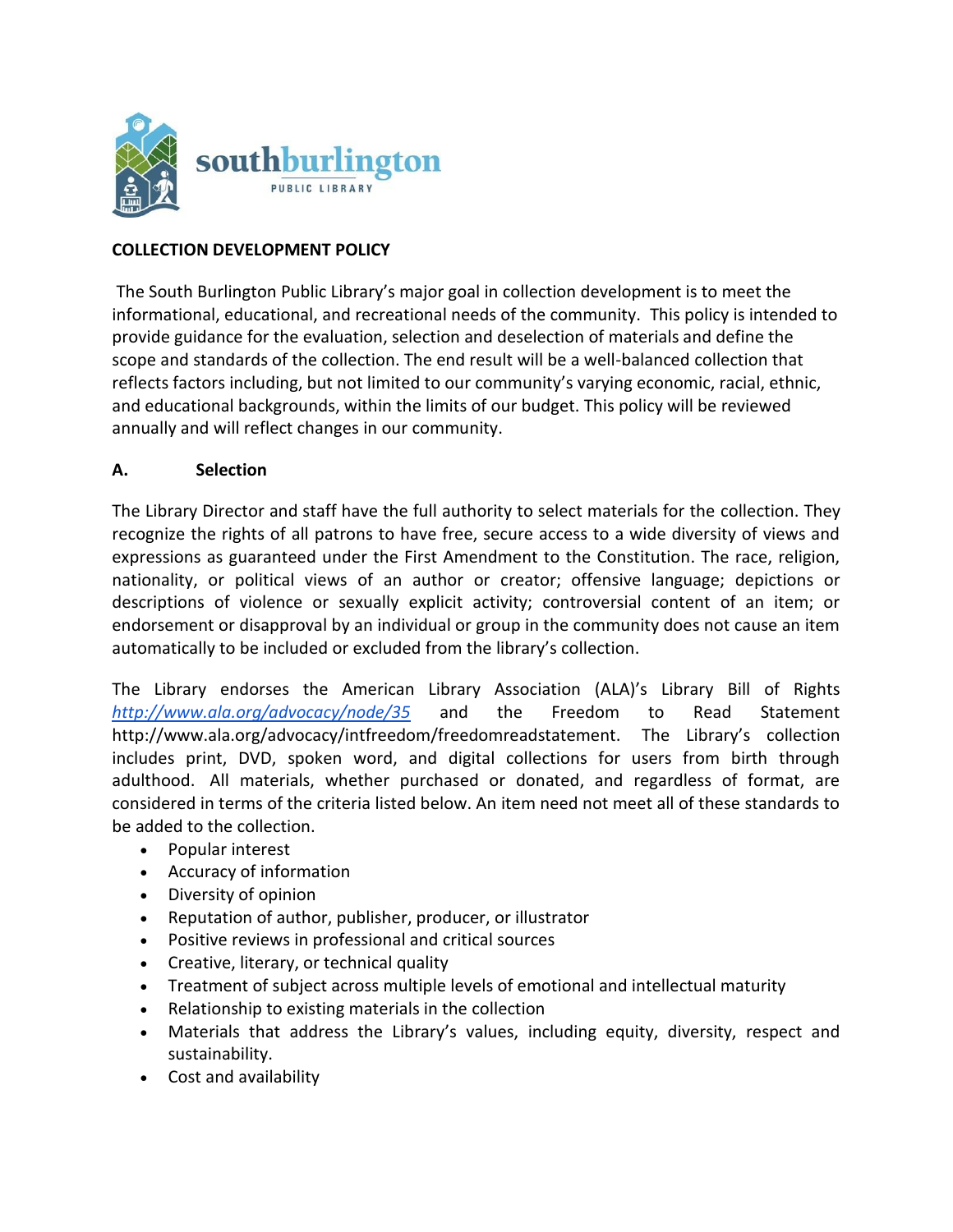southburlington PUBLIC LIBRARY

**COLLECTION DEVELOPMENT POLICY**

The South Burlington Public Library's major goal in collection development is to meet the informational, educational, and recreational needs of the community. This policy is intended to provide guidance for the evaluation, selection and deselection of materials and define the scope and standards of the collection. The end result will be a well-balanced collection that reflects factors including, but not limited to our community's varying economic, racial, ethnic, and educational backgrounds, within the limits of our budget. This policy will be reviewed annually and will reflect changes in our community.

**A. Selection**

The Library Director and staff have the full authority to select materials for the collection. They recognize the rights of all patrons to have free, secure access to a wide diversity of views and expressions as guaranteed under the First Amendment to the Constitution. The race, religion, nationality, or political views of an author or creator; offensive language; depictions or descriptions of violence or sexually explicit activity; controversial content of an item; or endorsement or disapproval by an individual or group in the community does not cause an item automatically to be included or excluded from the library's collection.

The Library endorses the American Library Association (ALA)'s Library Bill of Rights *http://www.ala.org/advocacy/node/35* and the Freedom to Read Statement http://www.ala.org/advocacy/intfreedom/freedomreadstatement. The Library's collection includes print, DVD, spoken word, and digital collections for users from birth through adulthood. All materials, whether purchased or donated, and regardless of format, are considered in terms of the criteria listed below. An item need not meet all of these standards to be added to the collection.

- Popular interest
- Accuracy of information
- Diversity of opinion
- Reputation of author, publisher, producer, or illustrator
- Positive reviews in professional and critical sources
- Creative, literary, or technical quality
- Treatment of subject across multiple levels of emotional and intellectual maturity
- Relationship to existing materials in the collection
- Materials that address the Library's values, including equity, diversity, respect and sustainability.
- Cost and availability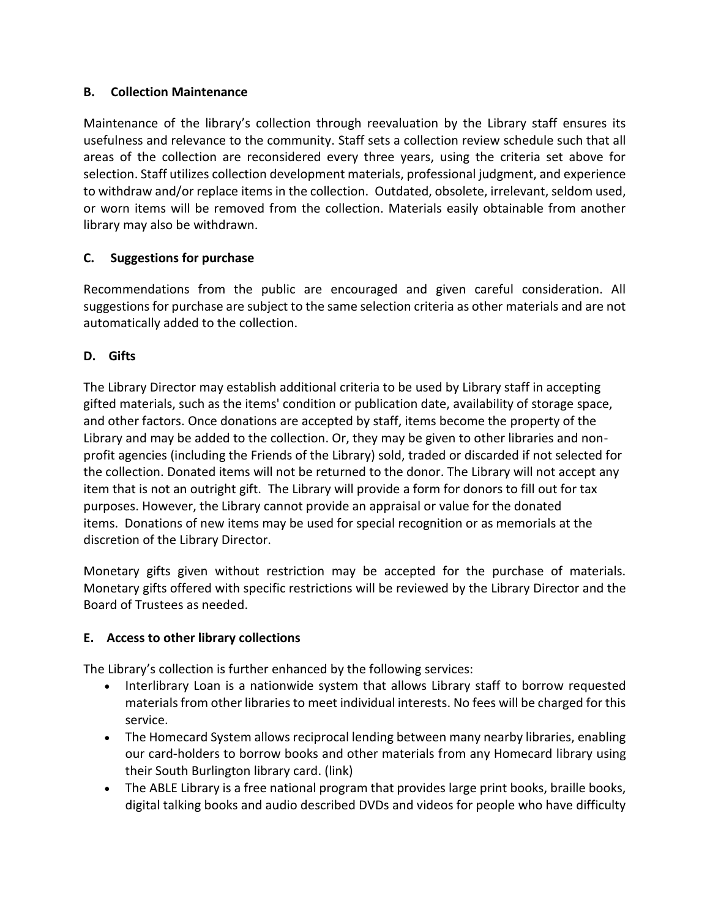### B. Collection Maintenance

Maintenance of the library's collection through reevaluation by the Library staff ensures its usefulness and relevance to the community. Staff sets a collection review schedule such that all areas of the collection are reconsidered every three years, using the criteria set above for selection. Staff utilizes collection development materials, professional judgment, and experience to withdraw and/or replace items in the collection. Outdated, obsolete, irrelevant, seldom used, or worn items will be removed from the collection. Materials easily obtainable from another library may also be withdrawn.

### C. Suggestions for purchase

Recommendations from the public are encouraged and given careful consideration. All suggestions for purchase are subject to the same selection criteria as other materials and are not automatically added to the collection.

### D. Gifts

The Library Director may establish additional criteria to be used by Library staff in accepting gifted materials, such as the items' condition or publication date, availability of storage space, and other factors. Once donations are accepted by staff, items become the property of the Library and may be added to the collection. Or, they may be given to other libraries and non-profit agencies (including the Friends of the Library) sold, traded or discarded if not selected for the collection. Donated items will not be returned to the donor. The Library will not accept any item that is not an outright gift. The Library will provide a form for donors to fill out for tax purposes. However, the Library cannot provide an appraisal or value for the donated items. Donations of new items may be used for special recognition or as memorials at the discretion of the Library Director.

Monetary gifts given without restriction may be accepted for the purchase of materials. Monetary gifts offered with specific restrictions will be reviewed by the Library Director and the Board of Trustees as needed.

### E. Access to other library collections

The Library's collection is further enhanced by the following services:

- Interlibrary Loan is a nationwide system that allows Library staff to borrow requested materials from other libraries to meet individual interests. No fees will be charged for this service.
- The Homecard System allows reciprocal lending between many nearby libraries, enabling our card-holders to borrow books and other materials from any Homecard library using their South Burlington library card. (link)
- The ABLE Library is a free national program that provides large print books, braille books, digital talking books and audio described DVDs and videos for people who have difficulty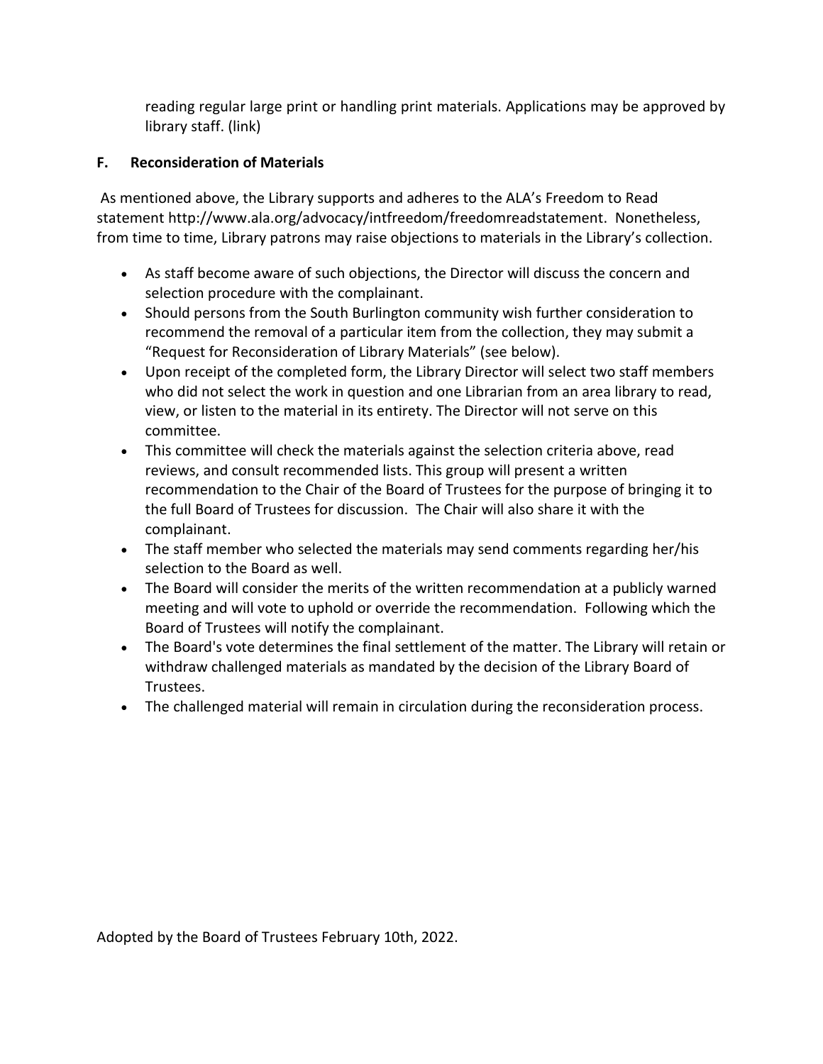reading regular large print or handling print materials. Applications may be approved by library staff. (link)

### F. Reconsideration of Materials

As mentioned above, the Library supports and adheres to the ALA's Freedom to Read statement http://www.ala.org/advocacy/intfreedom/freedomreadstatement. Nonetheless, from time to time, Library patrons may raise objections to materials in the Library's collection.

- As staff become aware of such objections, the Director will discuss the concern and selection procedure with the complainant.
- Should persons from the South Burlington community wish further consideration to recommend the removal of a particular item from the collection, they may submit a "Request for Reconsideration of Library Materials" (see below).
- Upon receipt of the completed form, the Library Director will select two staff members who did not select the work in question and one Librarian from an area library to read, view, or listen to the material in its entirety. The Director will not serve on this committee.
- This committee will check the materials against the selection criteria above, read reviews, and consult recommended lists. This group will present a written recommendation to the Chair of the Board of Trustees for the purpose of bringing it to the full Board of Trustees for discussion. The Chair will also share it with the complainant.
- The staff member who selected the materials may send comments regarding her/his selection to the Board as well.
- The Board will consider the merits of the written recommendation at a publicly warned meeting and will vote to uphold or override the recommendation. Following which the Board of Trustees will notify the complainant.
- The Board's vote determines the final settlement of the matter. The Library will retain or withdraw challenged materials as mandated by the decision of the Library Board of Trustees.
- The challenged material will remain in circulation during the reconsideration process.

Adopted by the Board of Trustees February 10th, 2022.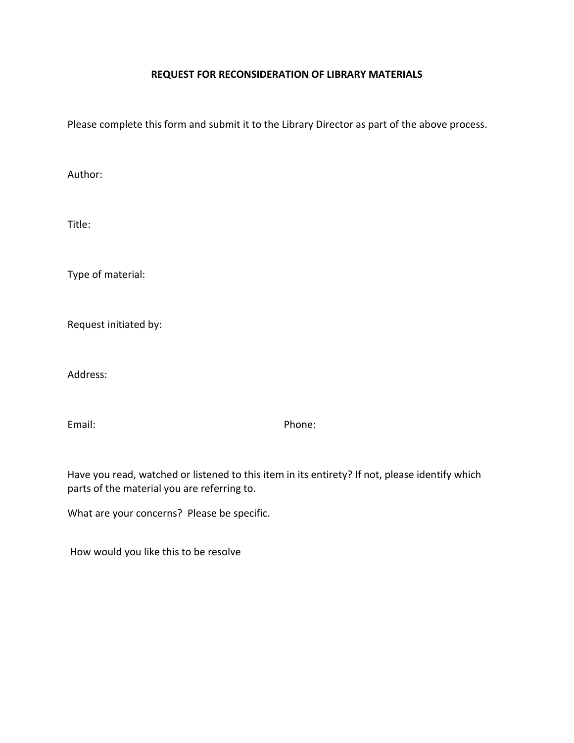# REQUEST FOR RECONSIDERATION OF LIBRARY MATERIALS

Please complete this form and submit it to the Library Director as part of the above process.

Author:

Title:

Type of material:

Request initiated by:

Address:

Email: Phone:

Have you read, watched or listened to this item in its entirety? If not, please identify which parts of the material you are referring to.

What are your concerns? Please be specific.

How would you like this to be resolve